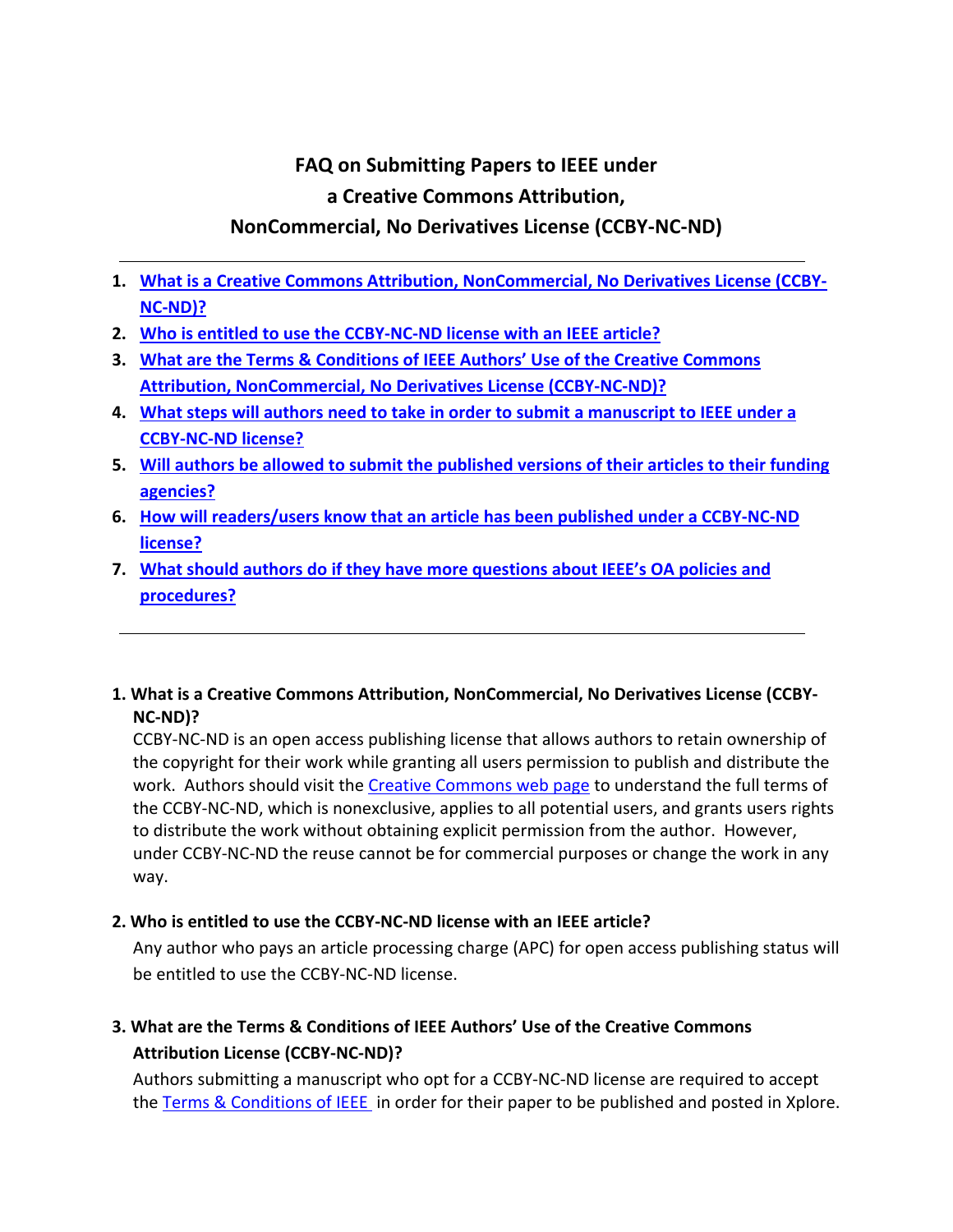# FAQ on Submitting Papers to IEEE under a Creative Commons Attribution, NonCommercial, No Derivatives License (CCBY-NC-ND)

---

1. **What is a Creative Commons Attribution, NonCommercial, No Derivatives License (CCBY-NC-ND)?**
2. **Who is entitled to use the CCBY-NC-ND license with an IEEE article?**
3. **What are the Terms & Conditions of IEEE Authors' Use of the Creative Commons Attribution, NonCommercial, No Derivatives License (CCBY-NC-ND)?**
4. **What steps will authors need to take in order to submit a manuscript to IEEE under a CCBY-NC-ND license?**
5. **Will authors be allowed to submit the published versions of their articles to their funding agencies?**
6. **How will readers/users know that an article has been published under a CCBY-NC-ND license?**
7. **What should authors do if they have more questions about IEEE's OA policies and procedures?**

---

### 1. What is a Creative Commons Attribution, NonCommercial, No Derivatives License (CCBY-NC-ND)?

CCBY-NC-ND is an open access publishing license that allows authors to retain ownership of the copyright for their work while granting all users permission to publish and distribute the work. Authors should visit the Creative Commons web page to understand the full terms of the CCBY-NC-ND, which is nonexclusive, applies to all potential users, and grants users rights to distribute the work without obtaining explicit permission from the author. However, under CCBY-NC-ND the reuse cannot be for commercial purposes or change the work in any way.

### 2. Who is entitled to use the CCBY-NC-ND license with an IEEE article?

Any author who pays an article processing charge (APC) for open access publishing status will be entitled to use the CCBY-NC-ND license.

### 3. What are the Terms & Conditions of IEEE Authors' Use of the Creative Commons Attribution License (CCBY-NC-ND)?

Authors submitting a manuscript who opt for a CCBY-NC-ND license are required to accept the Terms & Conditions of IEEE in order for their paper to be published and posted in Xplore.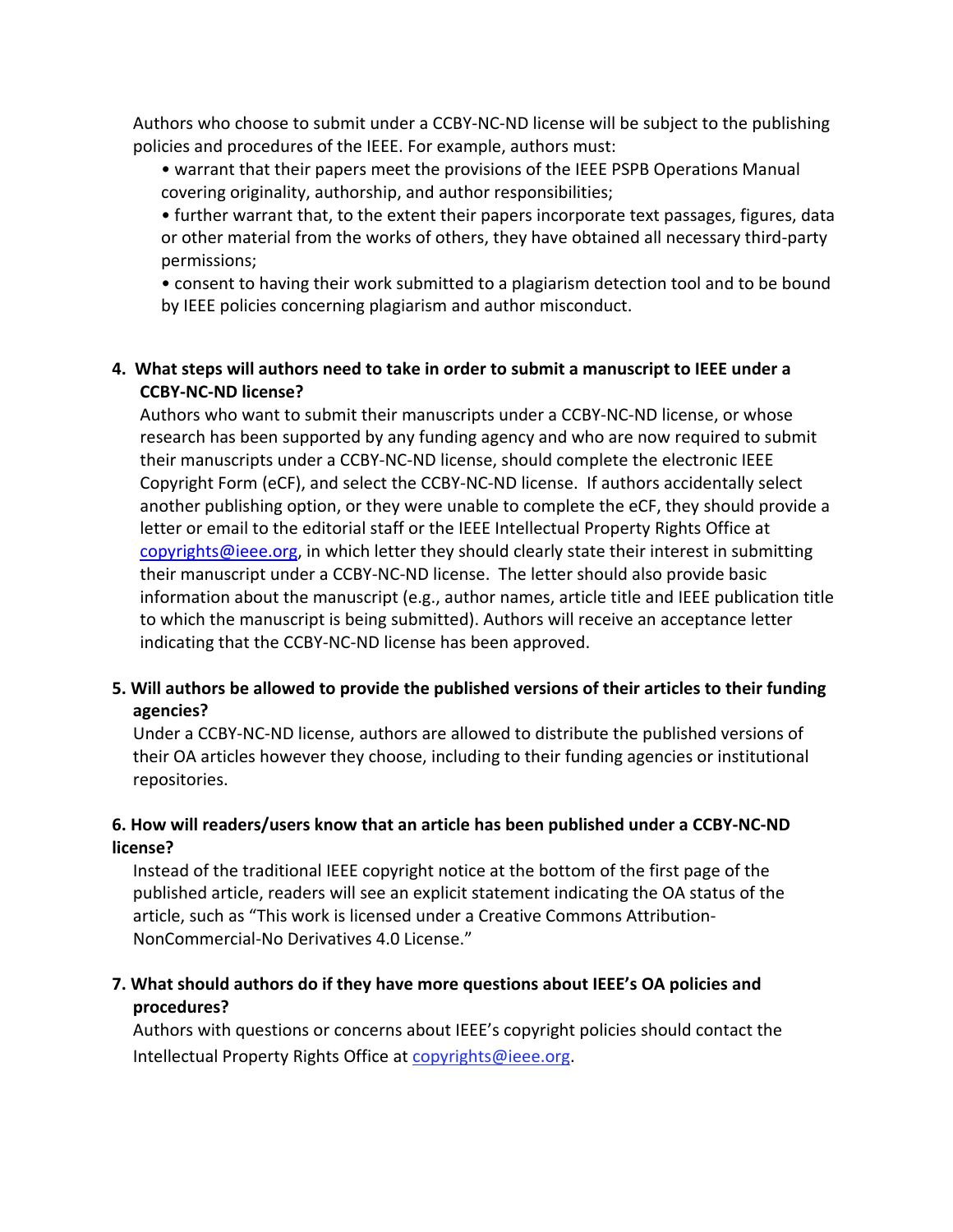Authors who choose to submit under a CCBY-NC-ND license will be subject to the publishing policies and procedures of the IEEE. For example, authors must:

- warrant that their papers meet the provisions of the IEEE PSPB Operations Manual covering originality, authorship, and author responsibilities;
- further warrant that, to the extent their papers incorporate text passages, figures, data or other material from the works of others, they have obtained all necessary third-party permissions;
- consent to having their work submitted to a plagiarism detection tool and to be bound by IEEE policies concerning plagiarism and author misconduct.

**4. What steps will authors need to take in order to submit a manuscript to IEEE under a CCBY-NC-ND license?**

Authors who want to submit their manuscripts under a CCBY-NC-ND license, or whose research has been supported by any funding agency and who are now required to submit their manuscripts under a CCBY-NC-ND license, should complete the electronic IEEE Copyright Form (eCF), and select the CCBY-NC-ND license. If authors accidentally select another publishing option, or they were unable to complete the eCF, they should provide a letter or email to the editorial staff or the IEEE Intellectual Property Rights Office at copyrights@ieee.org, in which letter they should clearly state their interest in submitting their manuscript under a CCBY-NC-ND license. The letter should also provide basic information about the manuscript (e.g., author names, article title and IEEE publication title to which the manuscript is being submitted). Authors will receive an acceptance letter indicating that the CCBY-NC-ND license has been approved.

**5. Will authors be allowed to provide the published versions of their articles to their funding agencies?**

Under a CCBY-NC-ND license, authors are allowed to distribute the published versions of their OA articles however they choose, including to their funding agencies or institutional repositories.

**6. How will readers/users know that an article has been published under a CCBY-NC-ND license?**

Instead of the traditional IEEE copyright notice at the bottom of the first page of the published article, readers will see an explicit statement indicating the OA status of the article, such as "This work is licensed under a Creative Commons Attribution-NonCommercial-No Derivatives 4.0 License."

**7. What should authors do if they have more questions about IEEE's OA policies and procedures?**

Authors with questions or concerns about IEEE's copyright policies should contact the Intellectual Property Rights Office at copyrights@ieee.org.